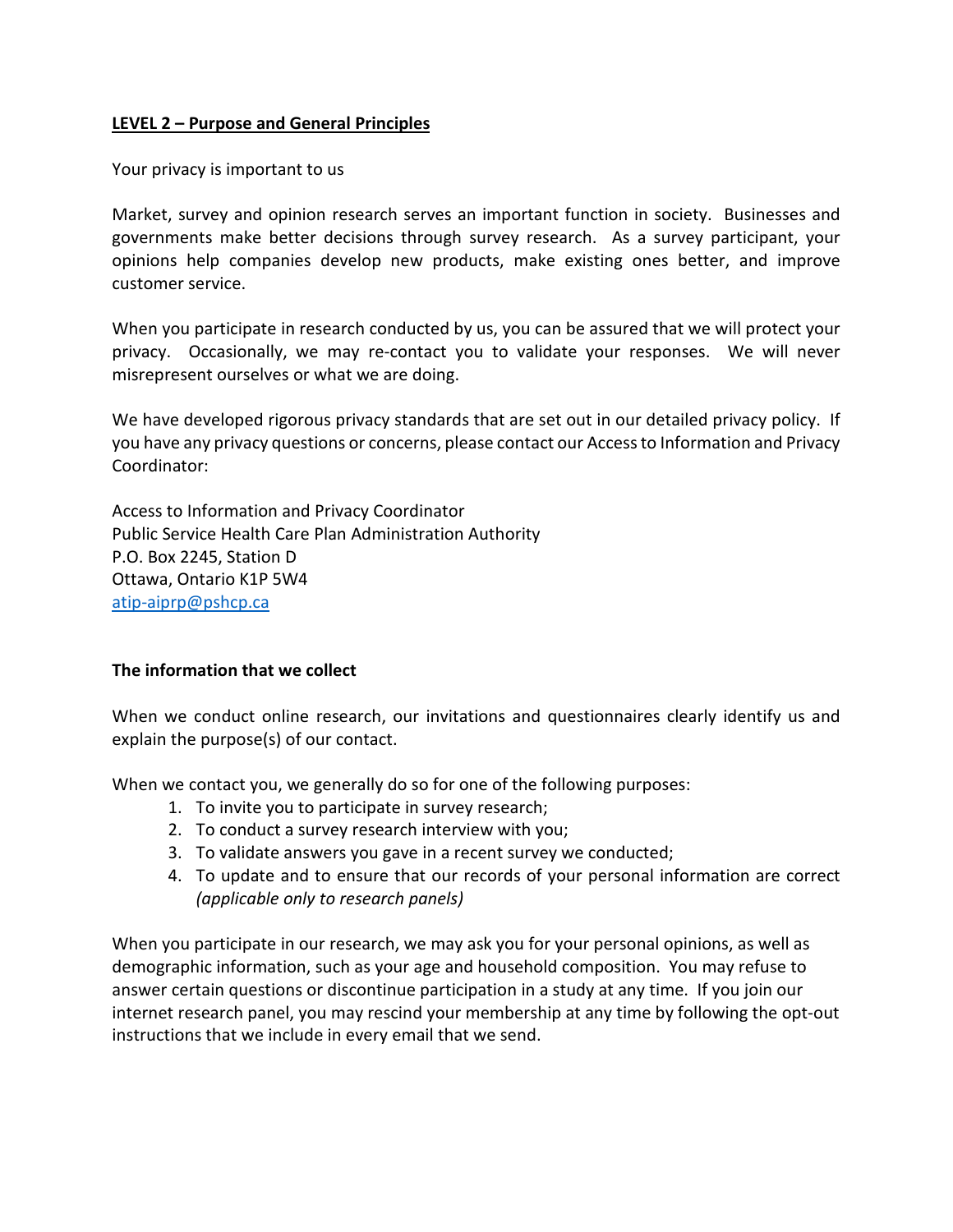## LEVEL 2 – Purpose and General Principles

Your privacy is important to us

Market, survey and opinion research serves an important function in society. Businesses and governments make better decisions through survey research. As a survey participant, your opinions help companies develop new products, make existing ones better, and improve customer service.

When you participate in research conducted by us, you can be assured that we will protect your privacy. Occasionally, we may re-contact you to validate your responses. We will never misrepresent ourselves or what we are doing.

We have developed rigorous privacy standards that are set out in our detailed privacy policy. If you have any privacy questions or concerns, please contact our Access to Information and Privacy Coordinator:

Access to Information and Privacy Coordinator
Public Service Health Care Plan Administration Authority
P.O. Box 2245, Station D
Ottawa, Ontario K1P 5W4
atip-aiprp@pshcp.ca

### The information that we collect

When we conduct online research, our invitations and questionnaires clearly identify us and explain the purpose(s) of our contact.

When we contact you, we generally do so for one of the following purposes:

1. To invite you to participate in survey research;
2. To conduct a survey research interview with you;
3. To validate answers you gave in a recent survey we conducted;
4. To update and to ensure that our records of your personal information are correct *(applicable only to research panels)*

When you participate in our research, we may ask you for your personal opinions, as well as demographic information, such as your age and household composition. You may refuse to answer certain questions or discontinue participation in a study at any time. If you join our internet research panel, you may rescind your membership at any time by following the opt-out instructions that we include in every email that we send.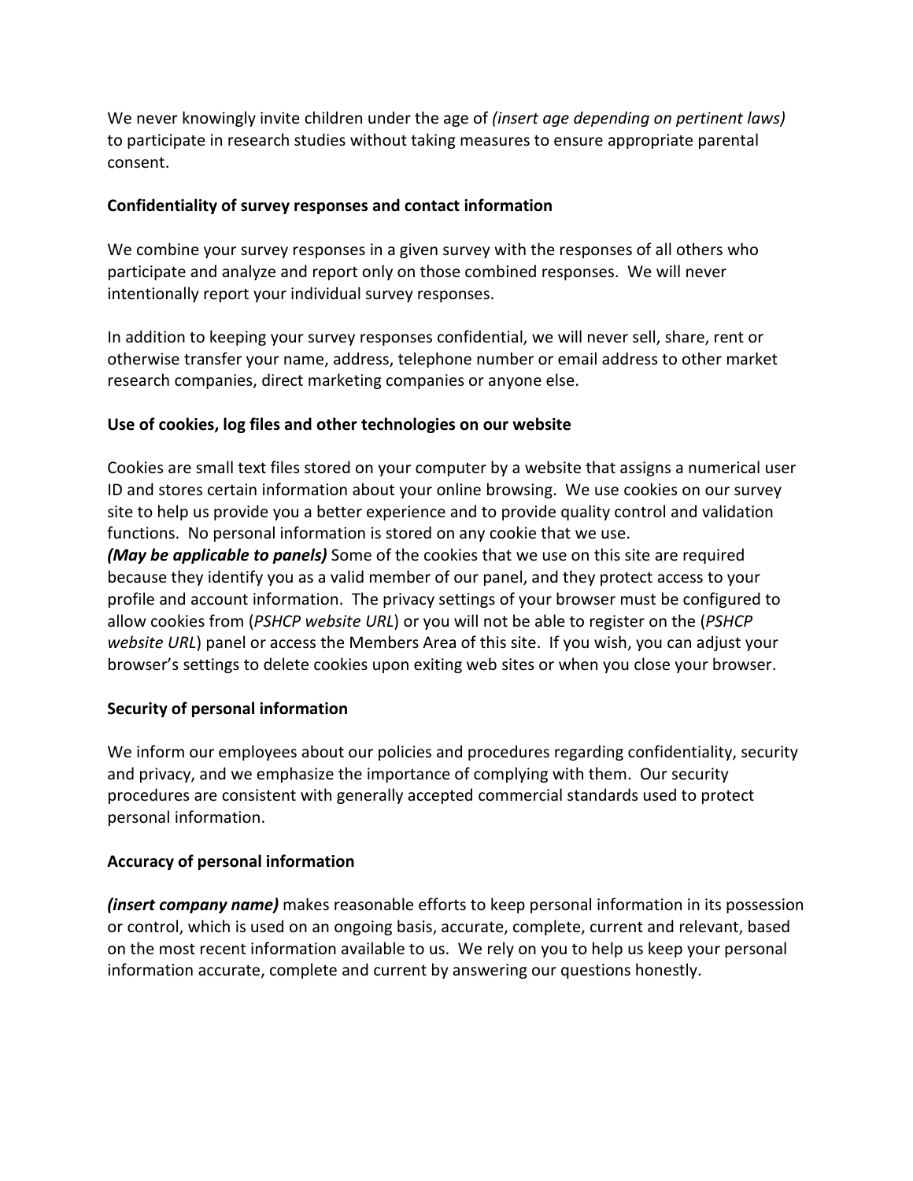We never knowingly invite children under the age of *(insert age depending on pertinent laws)* to participate in research studies without taking measures to ensure appropriate parental consent.

**Confidentiality of survey responses and contact information**

We combine your survey responses in a given survey with the responses of all others who participate and analyze and report only on those combined responses. We will never intentionally report your individual survey responses.

In addition to keeping your survey responses confidential, we will never sell, share, rent or otherwise transfer your name, address, telephone number or email address to other market research companies, direct marketing companies or anyone else.

**Use of cookies, log files and other technologies on our website**

Cookies are small text files stored on your computer by a website that assigns a numerical user ID and stores certain information about your online browsing. We use cookies on our survey site to help us provide you a better experience and to provide quality control and validation functions. No personal information is stored on any cookie that we use.
***(May be applicable to panels)*** Some of the cookies that we use on this site are required because they identify you as a valid member of our panel, and they protect access to your profile and account information. The privacy settings of your browser must be configured to allow cookies from (*PSHCP website URL*) or you will not be able to register on the (*PSHCP website URL*) panel or access the Members Area of this site. If you wish, you can adjust your browser's settings to delete cookies upon exiting web sites or when you close your browser.

**Security of personal information**

We inform our employees about our policies and procedures regarding confidentiality, security and privacy, and we emphasize the importance of complying with them. Our security procedures are consistent with generally accepted commercial standards used to protect personal information.

**Accuracy of personal information**

***(insert company name)*** makes reasonable efforts to keep personal information in its possession or control, which is used on an ongoing basis, accurate, complete, current and relevant, based on the most recent information available to us. We rely on you to help us keep your personal information accurate, complete and current by answering our questions honestly.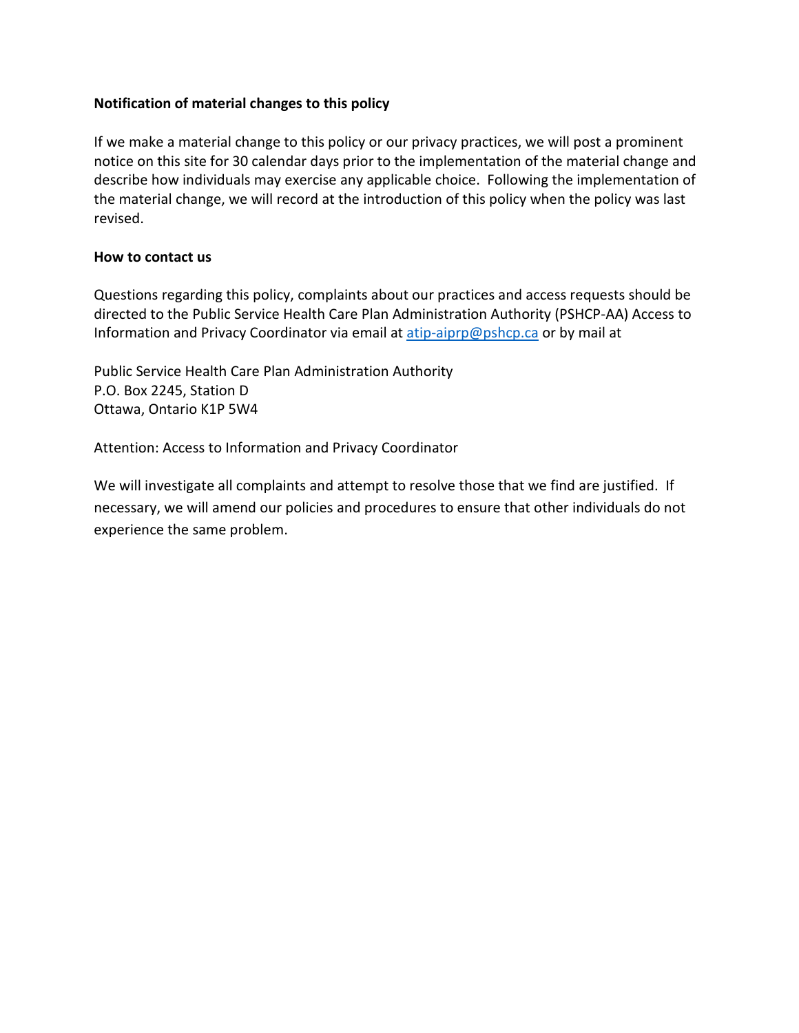**Notification of material changes to this policy**

If we make a material change to this policy or our privacy practices, we will post a prominent notice on this site for 30 calendar days prior to the implementation of the material change and describe how individuals may exercise any applicable choice. Following the implementation of the material change, we will record at the introduction of this policy when the policy was last revised.

**How to contact us**

Questions regarding this policy, complaints about our practices and access requests should be directed to the Public Service Health Care Plan Administration Authority (PSHCP-AA) Access to Information and Privacy Coordinator via email at atip-aiprp@pshcp.ca or by mail at

Public Service Health Care Plan Administration Authority
P.O. Box 2245, Station D
Ottawa, Ontario K1P 5W4

Attention: Access to Information and Privacy Coordinator

We will investigate all complaints and attempt to resolve those that we find are justified. If necessary, we will amend our policies and procedures to ensure that other individuals do not experience the same problem.